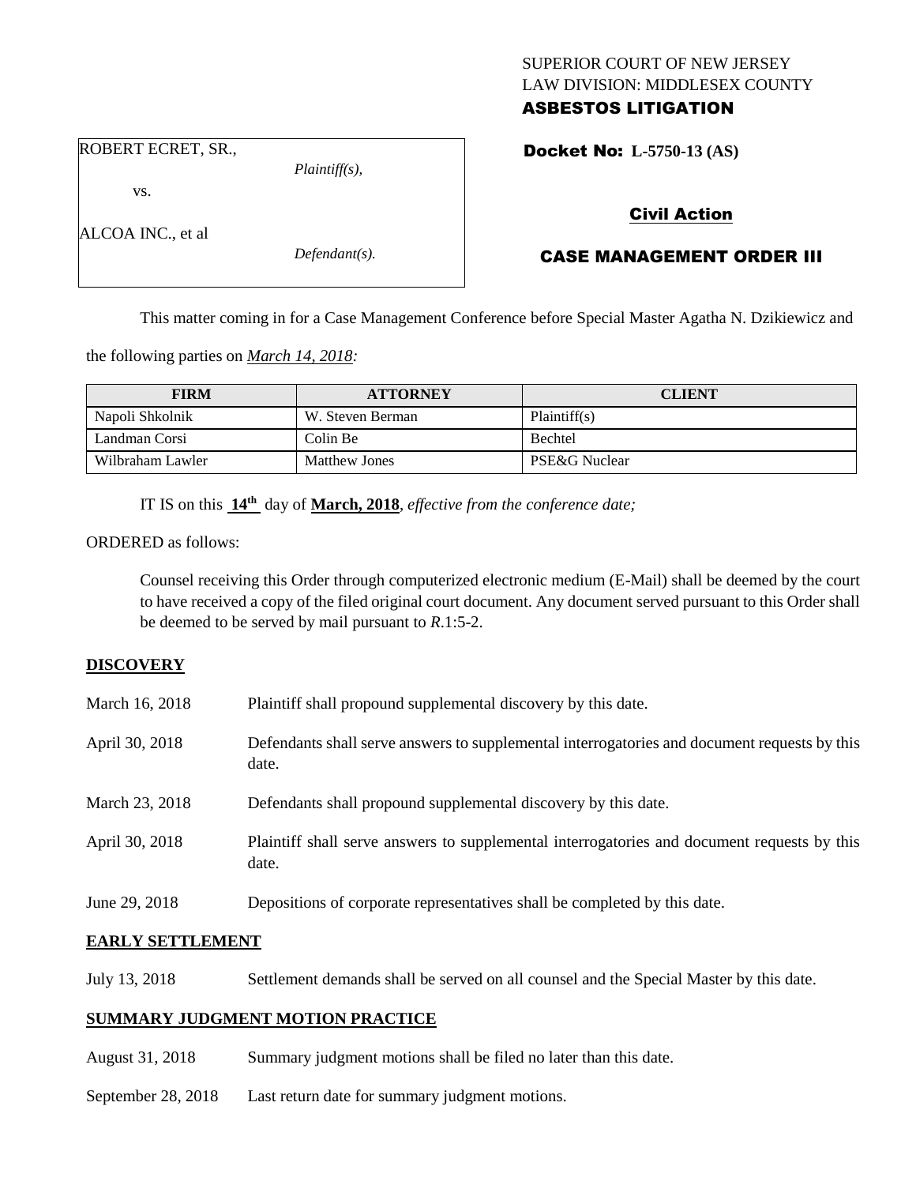SUPERIOR COURT OF NEW JERSEY
LAW DIVISION: MIDDLESEX COUNTY
**ASBESTOS LITIGATION**

ROBERT ECRET, SR.,
*Plaintiff(s),*

vs.

ALCOA INC., et al
*Defendant(s).*

**Docket No: L-5750-13 (AS)**

**Civil Action**

**CASE MANAGEMENT ORDER III**

This matter coming in for a Case Management Conference before Special Master Agatha N. Dzikiewicz and the following parties on *March 14, 2018:*

| FIRM | ATTORNEY | CLIENT |
| --- | --- | --- |
| Napoli Shkolnik | W. Steven Berman | Plaintiff(s) |
| Landman Corsi | Colin Be | Bechtel |
| Wilbraham Lawler | Matthew Jones | PSE&G Nuclear |

IT IS on this **14th** day of **March, 2018**, *effective from the conference date;*

ORDERED as follows:

Counsel receiving this Order through computerized electronic medium (E-Mail) shall be deemed by the court to have received a copy of the filed original court document. Any document served pursuant to this Order shall be deemed to be served by mail pursuant to *R*.1:5-2.

## DISCOVERY

March 16, 2018 — Plaintiff shall propound supplemental discovery by this date.

April 30, 2018 — Defendants shall serve answers to supplemental interrogatories and document requests by this date.

March 23, 2018 — Defendants shall propound supplemental discovery by this date.

April 30, 2018 — Plaintiff shall serve answers to supplemental interrogatories and document requests by this date.

June 29, 2018 — Depositions of corporate representatives shall be completed by this date.

## EARLY SETTLEMENT

July 13, 2018 — Settlement demands shall be served on all counsel and the Special Master by this date.

## SUMMARY JUDGMENT MOTION PRACTICE

August 31, 2018 — Summary judgment motions shall be filed no later than this date.

September 28, 2018 — Last return date for summary judgment motions.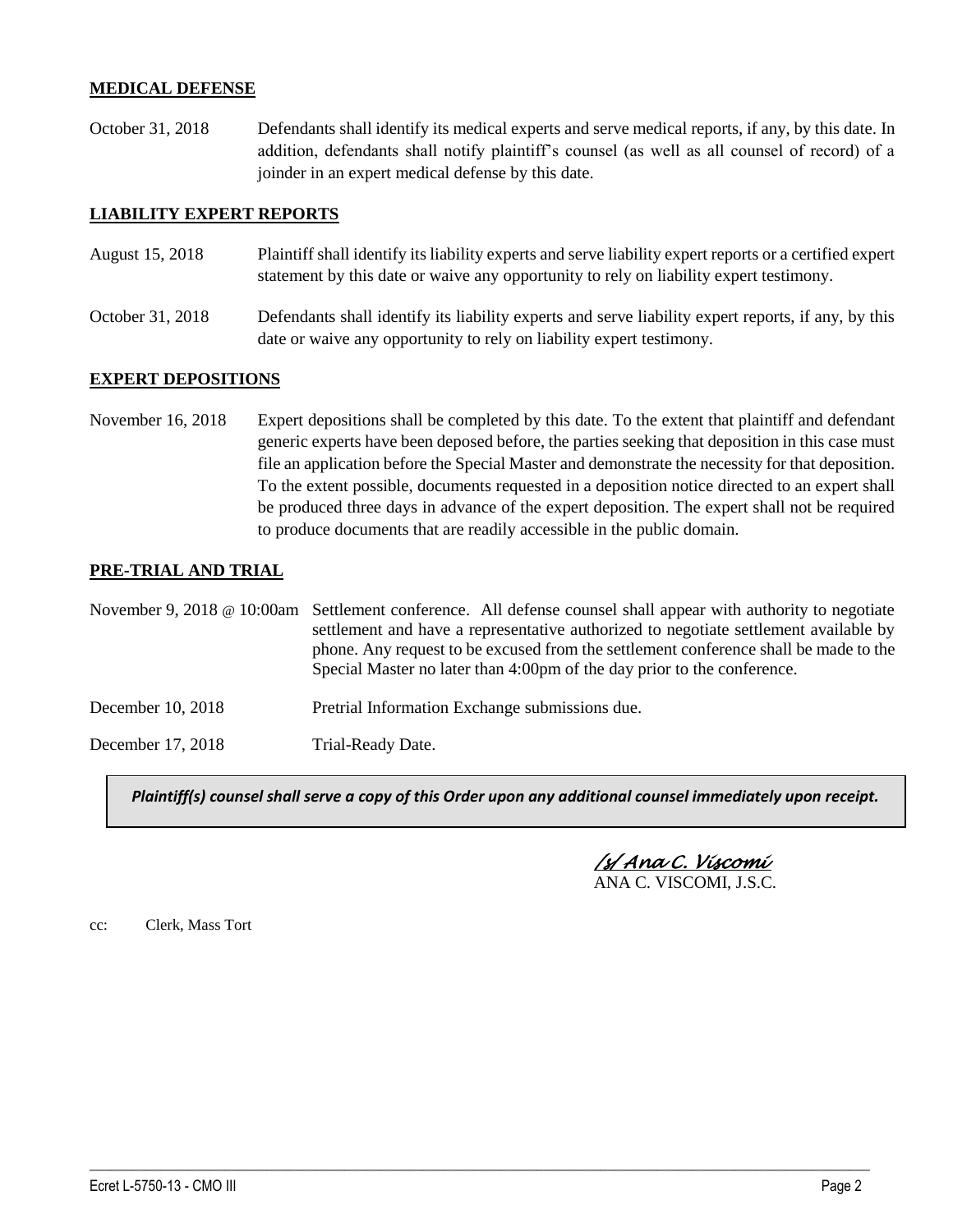**MEDICAL DEFENSE**

| | |
|---|---|
| October 31, 2018 | Defendants shall identify its medical experts and serve medical reports, if any, by this date. In addition, defendants shall notify plaintiff's counsel (as well as all counsel of record) of a joinder in an expert medical defense by this date. |

**LIABILITY EXPERT REPORTS**

| | |
|---|---|
| August 15, 2018 | Plaintiff shall identify its liability experts and serve liability expert reports or a certified expert statement by this date or waive any opportunity to rely on liability expert testimony. |
| October 31, 2018 | Defendants shall identify its liability experts and serve liability expert reports, if any, by this date or waive any opportunity to rely on liability expert testimony. |

**EXPERT DEPOSITIONS**

| | |
|---|---|
| November 16, 2018 | Expert depositions shall be completed by this date. To the extent that plaintiff and defendant generic experts have been deposed before, the parties seeking that deposition in this case must file an application before the Special Master and demonstrate the necessity for that deposition. To the extent possible, documents requested in a deposition notice directed to an expert shall be produced three days in advance of the expert deposition. The expert shall not be required to produce documents that are readily accessible in the public domain. |

**PRE-TRIAL AND TRIAL**

| | |
|---|---|
| November 9, 2018 @ 10:00am | Settlement conference. All defense counsel shall appear with authority to negotiate settlement and have a representative authorized to negotiate settlement available by phone. Any request to be excused from the settlement conference shall be made to the Special Master no later than 4:00pm of the day prior to the conference. |
| December 10, 2018 | Pretrial Information Exchange submissions due. |
| December 17, 2018 | Trial-Ready Date. |

***Plaintiff(s) counsel shall serve a copy of this Order upon any additional counsel immediately upon receipt.***

*/s/ Ana C. Viscomi*
ANA C. VISCOMI, J.S.C.

cc: Clerk, Mass Tort